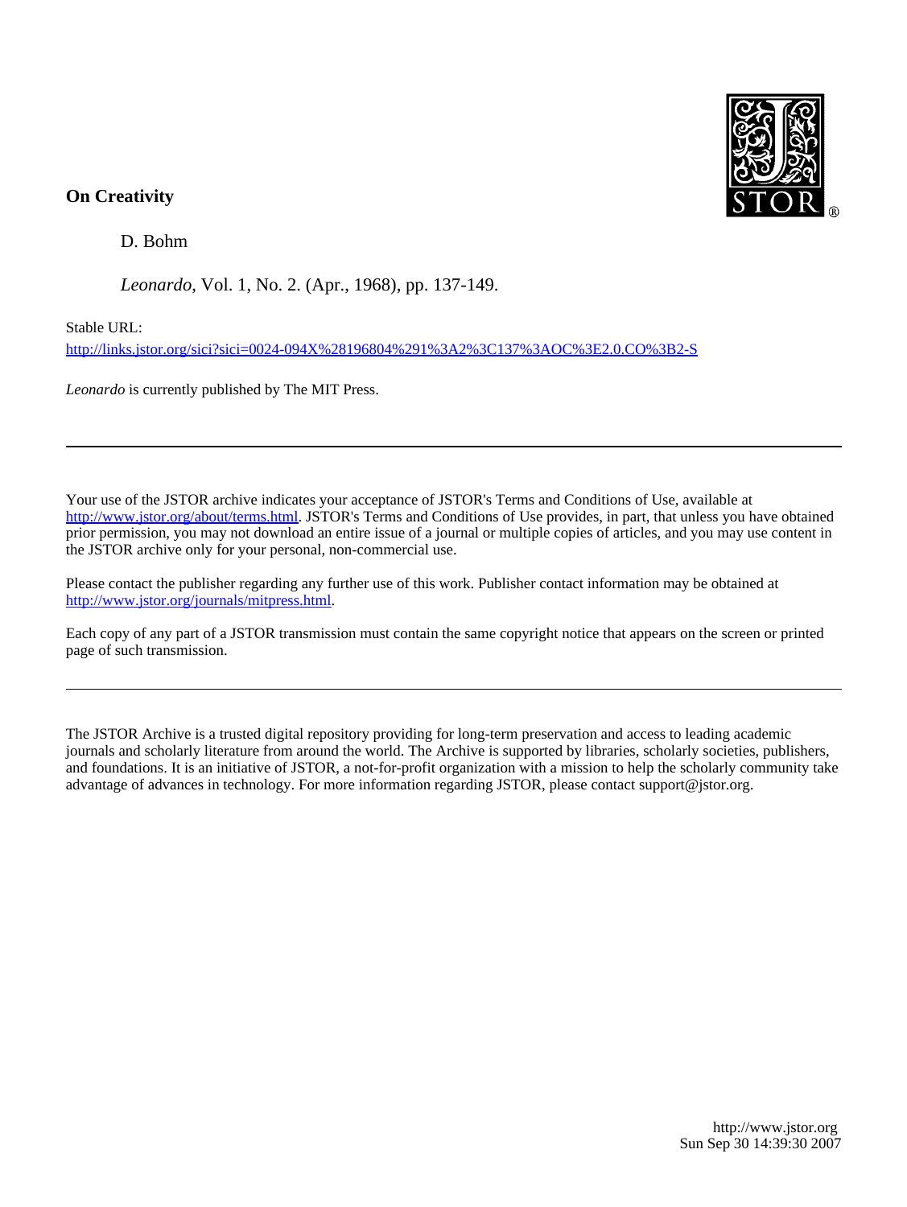**On Creativity**

D. Bohm

*Leonardo*, Vol. 1, No. 2. (Apr., 1968), pp. 137-149.

Stable URL:

http://links.jstor.org/sici?sici=0024-094X%28196804%291%3A2%3C137%3AOC%3E2.0.CO%3B2-S

*Leonardo* is currently published by The MIT Press.

---

Your use of the JSTOR archive indicates your acceptance of JSTOR's Terms and Conditions of Use, available at http://www.jstor.org/about/terms.html. JSTOR's Terms and Conditions of Use provides, in part, that unless you have obtained prior permission, you may not download an entire issue of a journal or multiple copies of articles, and you may use content in the JSTOR archive only for your personal, non-commercial use.

Please contact the publisher regarding any further use of this work. Publisher contact information may be obtained at http://www.jstor.org/journals/mitpress.html.

Each copy of any part of a JSTOR transmission must contain the same copyright notice that appears on the screen or printed page of such transmission.

---

The JSTOR Archive is a trusted digital repository providing for long-term preservation and access to leading academic journals and scholarly literature from around the world. The Archive is supported by libraries, scholarly societies, publishers, and foundations. It is an initiative of JSTOR, a not-for-profit organization with a mission to help the scholarly community take advantage of advances in technology. For more information regarding JSTOR, please contact support@jstor.org.

http://www.jstor.org
Sun Sep 30 14:39:30 2007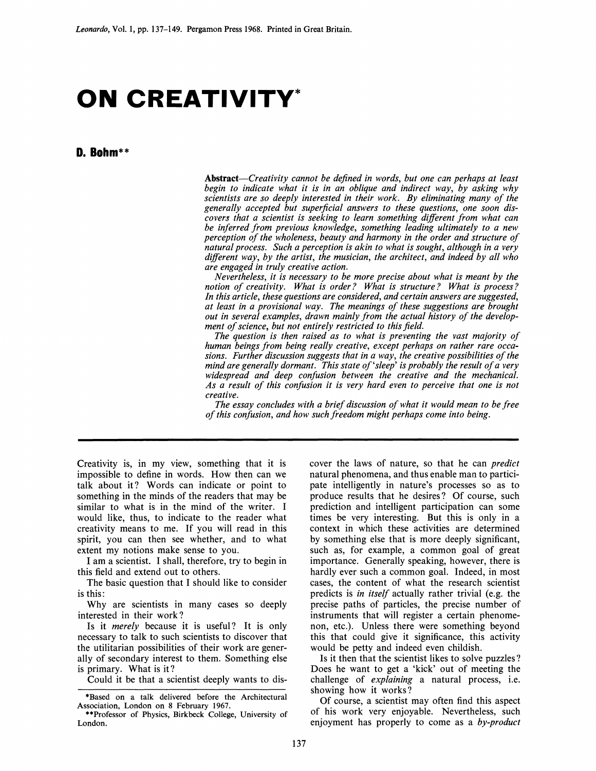# ON CREATIVITY*

**D. Bohm****

***Abstract****—Creativity cannot be defined in words, but one can perhaps at least begin to indicate what it is in an oblique and indirect way, by asking why scientists are so deeply interested in their work. By eliminating many of the generally accepted but superficial answers to these questions, one soon discovers that a scientist is seeking to learn something different from what can be inferred from previous knowledge, something leading ultimately to a new perception of the wholeness, beauty and harmony in the order and structure of natural process. Such a perception is akin to what is sought, although in a very different way, by the artist, the musician, the architect, and indeed by all who are engaged in truly creative action.*

*Nevertheless, it is necessary to be more precise about what is meant by the notion of creativity. What is order? What is structure? What is process? In this article, these questions are considered, and certain answers are suggested, at least in a provisional way. The meanings of these suggestions are brought out in several examples, drawn mainly from the actual history of the development of science, but not entirely restricted to this field.*

*The question is then raised as to what is preventing the vast majority of human beings from being really creative, except perhaps on rather rare occasions. Further discussion suggests that in a way, the creative possibilities of the mind are generally dormant. This state of 'sleep' is probably the result of a very widespread and deep confusion between the creative and the mechanical. As a result of this confusion it is very hard even to perceive that one is not creative.*

*The essay concludes with a brief discussion of what it would mean to be free of this confusion, and how such freedom might perhaps come into being.*

---

Creativity is, in my view, something that it is impossible to define in words. How then can we talk about it? Words can indicate or point to something in the minds of the readers that may be similar to what is in the mind of the writer. I would like, thus, to indicate to the reader what creativity means to me. If you will read in this spirit, you can then see whether, and to what extent my notions make sense to you.

I am a scientist. I shall, therefore, try to begin in this field and extend out to others.

The basic question that I should like to consider is this:

Why are scientists in many cases so deeply interested in their work?

Is it *merely* because it is useful? It is only necessary to talk to such scientists to discover that the utilitarian possibilities of their work are generally of secondary interest to them. Something else is primary. What is it?

Could it be that a scientist deeply wants to discover the laws of nature, so that he can *predict* natural phenomena, and thus enable man to participate intelligently in nature's processes so as to produce results that he desires? Of course, such prediction and intelligent participation can sometimes be very interesting. But this is only in a context in which these activities are determined by something else that is more deeply significant, such as, for example, a common goal of great importance. Generally speaking, however, there is hardly ever such a common goal. Indeed, in most cases, the content of what the research scientist predicts is *in itself* actually rather trivial (e.g. the precise paths of particles, the precise number of instruments that will register a certain phenomenon, etc.). Unless there were something beyond this that could give it significance, this activity would be petty and indeed even childish.

Is it then that the scientist likes to solve puzzles? Does he want to get a 'kick' out of meeting the challenge of *explaining* a natural process, i.e. showing how it works?

Of course, a scientist may often find this aspect of his work very enjoyable. Nevertheless, such enjoyment has properly to come as a *by-product*

*Based on a talk delivered before the Architectural Association, London on 8 February 1967.

**Professor of Physics, Birkbeck College, University of London.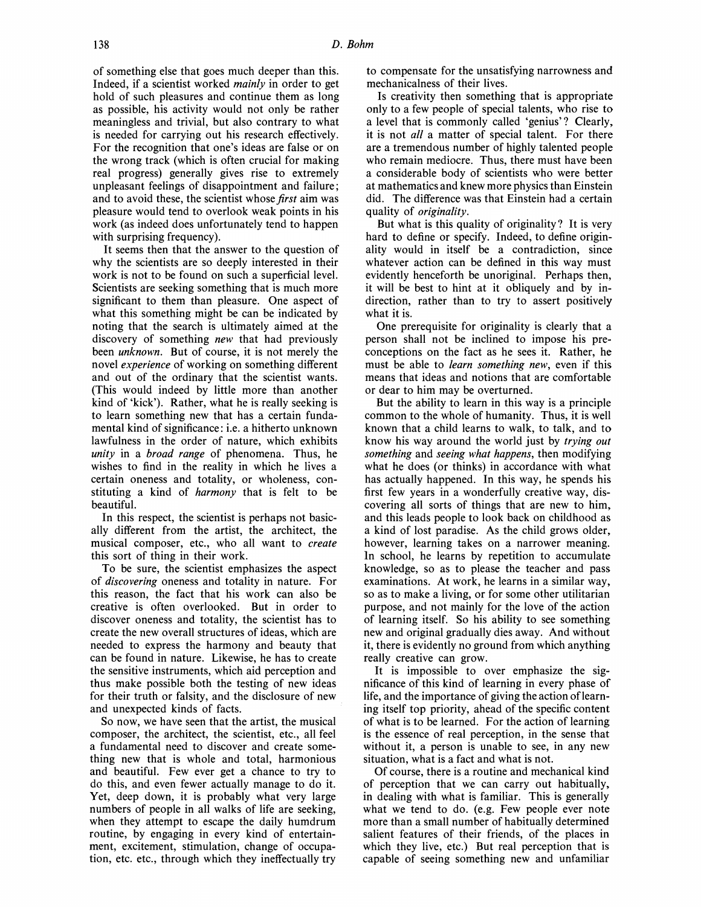of something else that goes much deeper than this. Indeed, if a scientist worked *mainly* in order to get hold of such pleasures and continue them as long as possible, his activity would not only be rather meaningless and trivial, but also contrary to what is needed for carrying out his research effectively. For the recognition that one's ideas are false or on the wrong track (which is often crucial for making real progress) generally gives rise to extremely unpleasant feelings of disappointment and failure; and to avoid these, the scientist whose *first* aim was pleasure would tend to overlook weak points in his work (as indeed does unfortunately tend to happen with surprising frequency).

It seems then that the answer to the question of why the scientists are so deeply interested in their work is not to be found on such a superficial level. Scientists are seeking something that is much more significant to them than pleasure. One aspect of what this something might be can be indicated by noting that the search is ultimately aimed at the discovery of something *new* that had previously been *unknown*. But of course, it is not merely the novel *experience* of working on something different and out of the ordinary that the scientist wants. (This would indeed by little more than another kind of 'kick'). Rather, what he is really seeking is to learn something new that has a certain fundamental kind of significance: i.e. a hitherto unknown lawfulness in the order of nature, which exhibits *unity* in a *broad range* of phenomena. Thus, he wishes to find in the reality in which he lives a certain oneness and totality, or wholeness, constituting a kind of *harmony* that is felt to be beautiful.

In this respect, the scientist is perhaps not basically different from the artist, the architect, the musical composer, etc., who all want to *create* this sort of thing in their work.

To be sure, the scientist emphasizes the aspect of *discovering* oneness and totality in nature. For this reason, the fact that his work can also be creative is often overlooked. But in order to discover oneness and totality, the scientist has to create the new overall structures of ideas, which are needed to express the harmony and beauty that can be found in nature. Likewise, he has to create the sensitive instruments, which aid perception and thus make possible both the testing of new ideas for their truth or falsity, and the disclosure of new and unexpected kinds of facts.

So now, we have seen that the artist, the musical composer, the architect, the scientist, etc., all feel a fundamental need to discover and create something new that is whole and total, harmonious and beautiful. Few ever get a chance to try to do this, and even fewer actually manage to do it. Yet, deep down, it is probably what very large numbers of people in all walks of life are seeking, when they attempt to escape the daily humdrum routine, by engaging in every kind of entertainment, excitement, stimulation, change of occupation, etc. etc., through which they ineffectually try to compensate for the unsatisfying narrowness and mechanicalness of their lives.

Is creativity then something that is appropriate only to a few people of special talents, who rise to a level that is commonly called 'genius'? Clearly, it is not *all* a matter of special talent. For there are a tremendous number of highly talented people who remain mediocre. Thus, there must have been a considerable body of scientists who were better at mathematics and knew more physics than Einstein did. The difference was that Einstein had a certain quality of *originality*.

But what is this quality of originality? It is very hard to define or specify. Indeed, to define originality would in itself be a contradiction, since whatever action can be defined in this way must evidently henceforth be unoriginal. Perhaps then, it will be best to hint at it obliquely and by indirection, rather than to try to assert positively what it is.

One prerequisite for originality is clearly that a person shall not be inclined to impose his preconceptions on the fact as he sees it. Rather, he must be able to *learn something new*, even if this means that ideas and notions that are comfortable or dear to him may be overturned.

But the ability to learn in this way is a principle common to the whole of humanity. Thus, it is well known that a child learns to walk, to talk, and to know his way around the world just by *trying out something* and *seeing what happens*, then modifying what he does (or thinks) in accordance with what has actually happened. In this way, he spends his first few years in a wonderfully creative way, discovering all sorts of things that are new to him, and this leads people to look back on childhood as a kind of lost paradise. As the child grows older, however, learning takes on a narrower meaning. In school, he learns by repetition to accumulate knowledge, so as to please the teacher and pass examinations. At work, he learns in a similar way, so as to make a living, or for some other utilitarian purpose, and not mainly for the love of the action of learning itself. So his ability to see something new and original gradually dies away. And without it, there is evidently no ground from which anything really creative can grow.

It is impossible to over emphasize the significance of this kind of learning in every phase of life, and the importance of giving the action of learning itself top priority, ahead of the specific content of what is to be learned. For the action of learning is the essence of real perception, in the sense that without it, a person is unable to see, in any new situation, what is a fact and what is not.

Of course, there is a routine and mechanical kind of perception that we can carry out habitually, in dealing with what is familiar. This is generally what we tend to do. (e.g. Few people ever note more than a small number of habitually determined salient features of their friends, of the places in which they live, etc.) But real perception that is capable of seeing something new and unfamiliar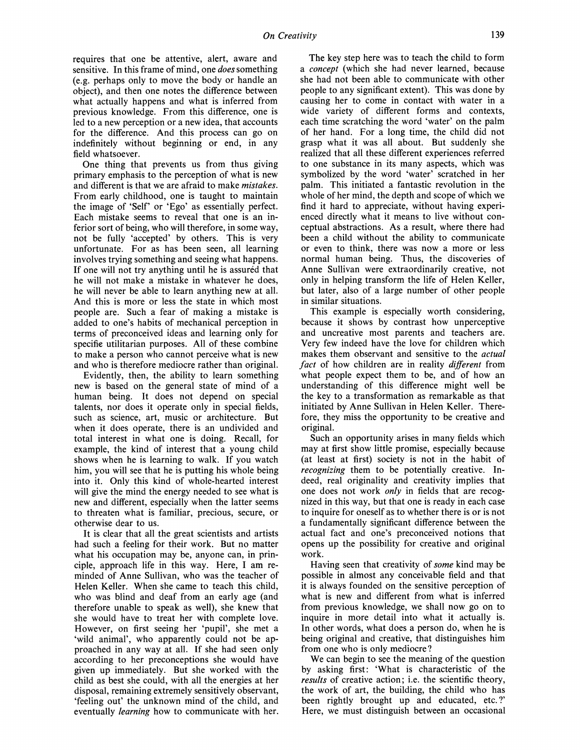requires that one be attentive, alert, aware and sensitive. In this frame of mind, one *does* something (e.g. perhaps only to move the body or handle an object), and then one notes the difference between what actually happens and what is inferred from previous knowledge. From this difference, one is led to a new perception or a new idea, that accounts for the difference. And this process can go on indefinitely without beginning or end, in any field whatsoever.

One thing that prevents us from thus giving primary emphasis to the perception of what is new and different is that we are afraid to make *mistakes*. From early childhood, one is taught to maintain the image of 'Self' or 'Ego' as essentially perfect. Each mistake seems to reveal that one is an inferior sort of being, who will therefore, in some way, not be fully 'accepted' by others. This is very unfortunate. For as has been seen, all learning involves trying something and seeing what happens. If one will not try anything until he is assured that he will not make a mistake in whatever he does, he will never be able to learn anything new at all. And this is more or less the state in which most people are. Such a fear of making a mistake is added to one's habits of mechanical perception in terms of preconceived ideas and learning only for specific utilitarian purposes. All of these combine to make a person who cannot perceive what is new and who is therefore mediocre rather than original.

Evidently, then, the ability to learn something new is based on the general state of mind of a human being. It does not depend on special talents, nor does it operate only in special fields, such as science, art, music or architecture. But when it does operate, there is an undivided and total interest in what one is doing. Recall, for example, the kind of interest that a young child shows when he is learning to walk. If you watch him, you will see that he is putting his whole being into it. Only this kind of whole-hearted interest will give the mind the energy needed to see what is new and different, especially when the latter seems to threaten what is familiar, precious, secure, or otherwise dear to us.

It is clear that all the great scientists and artists had such a feeling for their work. But no matter what his occupation may be, anyone can, in principle, approach life in this way. Here, I am reminded of Anne Sullivan, who was the teacher of Helen Keller. When she came to teach this child, who was blind and deaf from an early age (and therefore unable to speak as well), she knew that she would have to treat her with complete love. However, on first seeing her 'pupil', she met a 'wild animal', who apparently could not be approached in any way at all. If she had seen only according to her preconceptions she would have given up immediately. But she worked with the child as best she could, with all the energies at her disposal, remaining extremely sensitively observant, 'feeling out' the unknown mind of the child, and eventually *learning* how to communicate with her.

The key step here was to teach the child to form a *concept* (which she had never learned, because she had not been able to communicate with other people to any significant extent). This was done by causing her to come in contact with water in a wide variety of different forms and contexts, each time scratching the word 'water' on the palm of her hand. For a long time, the child did not grasp what it was all about. But suddenly she realized that all these different experiences referred to one substance in its many aspects, which was symbolized by the word 'water' scratched in her palm. This initiated a fantastic revolution in the whole of her mind, the depth and scope of which we find it hard to appreciate, without having experienced directly what it means to live without conceptual abstractions. As a result, where there had been a child without the ability to communicate or even to think, there was now a more or less normal human being. Thus, the discoveries of Anne Sullivan were extraordinarily creative, not only in helping transform the life of Helen Keller, but later, also of a large number of other people in similar situations.

This example is especially worth considering, because it shows by contrast how unperceptive and uncreative most parents and teachers are. Very few indeed have the love for children which makes them observant and sensitive to the *actual fact* of how children are in reality *different* from what people expect them to be, and of how an understanding of this difference might well be the key to a transformation as remarkable as that initiated by Anne Sullivan in Helen Keller. Therefore, they miss the opportunity to be creative and original.

Such an opportunity arises in many fields which may at first show little promise, especially because (at least at first) society is not in the habit of *recognizing* them to be potentially creative. Indeed, real originality and creativity implies that one does not work *only* in fields that are recognized in this way, but that one is ready in each case to inquire for oneself as to whether there is or is not a fundamentally significant difference between the actual fact and one's preconceived notions that opens up the possibility for creative and original work.

Having seen that creativity of *some* kind may be possible in almost any conceivable field and that it is always founded on the sensitive perception of what is new and different from what is inferred from previous knowledge, we shall now go on to inquire in more detail into what it actually is. In other words, what does a person do, when he is being original and creative, that distinguishes him from one who is only mediocre?

We can begin to see the meaning of the question by asking first: 'What is characteristic of the *results* of creative action; i.e. the scientific theory, the work of art, the building, the child who has been rightly brought up and educated, etc.?' Here, we must distinguish between an occasional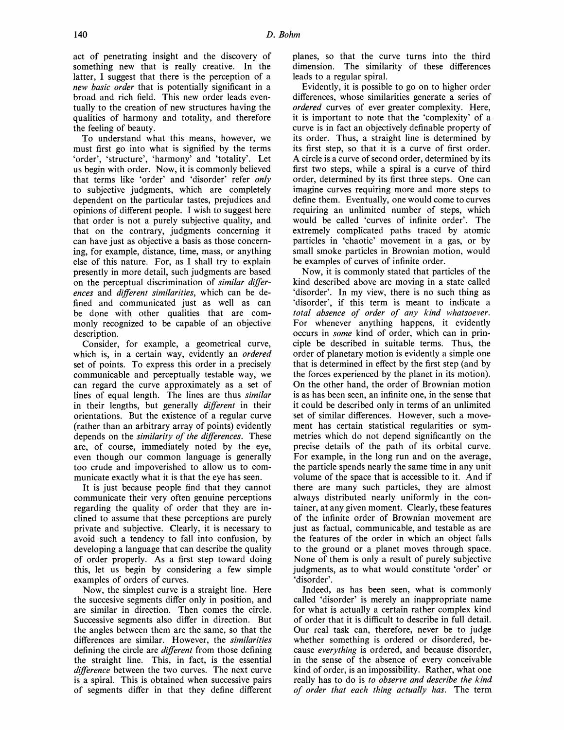act of penetrating insight and the discovery of something new that is really creative. In the latter, I suggest that there is the perception of a *new basic order* that is potentially significant in a broad and rich field. This new order leads eventually to the creation of new structures having the qualities of harmony and totality, and therefore the feeling of beauty.

To understand what this means, however, we must first go into what is signified by the terms 'order', 'structure', 'harmony' and 'totality'. Let us begin with order. Now, it is commonly believed that terms like 'order' and 'disorder' refer *only* to subjective judgments, which are completely dependent on the particular tastes, prejudices and opinions of different people. I wish to suggest here that order is not a purely subjective quality, and that on the contrary, judgments concerning it can have just as objective a basis as those concerning, for example, distance, time, mass, or anything else of this nature. For, as I shall try to explain presently in more detail, such judgments are based on the perceptual discrimination of *similar differences* and *different similarities*, which can be defined and communicated just as well as can be done with other qualities that are commonly recognized to be capable of an objective description.

Consider, for example, a geometrical curve, which is, in a certain way, evidently an *ordered* set of points. To express this order in a precisely communicable and perceptually testable way, we can regard the curve approximately as a set of lines of equal length. The lines are thus *similar* in their lengths, but generally *different* in their orientations. But the existence of a regular curve (rather than an arbitrary array of points) evidently depends on the *similarity of the differences*. These are, of course, immediately noted by the eye, even though our common language is generally too crude and impoverished to allow us to communicate exactly what it is that the eye has seen.

It is just because people find that they cannot communicate their very often genuine perceptions regarding the quality of order that they are inclined to assume that these perceptions are purely private and subjective. Clearly, it is necessary to avoid such a tendency to fall into confusion, by developing a language that can describe the quality of order properly. As a first step toward doing this, let us begin by considering a few simple examples of orders of curves.

Now, the simplest curve is a straight line. Here the succesive segments differ only in position, and are similar in direction. Then comes the circle. Successive segments also differ in direction. But the angles between them are the same, so that the differences are similar. However, the *similarities* defining the circle are *different* from those defining the straight line. This, in fact, is the essential *difference* between the two curves. The next curve is a spiral. This is obtained when successive pairs of segments differ in that they define different planes, so that the curve turns into the third dimension. The similarity of these differences leads to a regular spiral.

Evidently, it is possible to go on to higher order differences, whose similarities generate a series of *ordered* curves of ever greater complexity. Here, it is important to note that the 'complexity' of a curve is in fact an objectively definable property of its order. Thus, a straight line is determined by its first step, so that it is a curve of first order. A circle is a curve of second order, determined by its first two steps, while a spiral is a curve of third order, determined by its first three steps. One can imagine curves requiring more and more steps to define them. Eventually, one would come to curves requiring an unlimited number of steps, which would be called 'curves of infinite order'. The extremely complicated paths traced by atomic particles in 'chaotic' movement in a gas, or by small smoke particles in Brownian motion, would be examples of curves of infinite order.

Now, it is commonly stated that particles of the kind described above are moving in a state called 'disorder'. In my view, there is no such thing as 'disorder', if this term is meant to indicate a *total absence of order of any kind whatsoever*. For whenever anything happens, it evidently occurs in *some* kind of order, which can in principle be described in suitable terms. Thus, the order of planetary motion is evidently a simple one that is determined in effect by the first step (and by the forces experienced by the planet in its motion). On the other hand, the order of Brownian motion is as has been seen, an infinite one, in the sense that it could be described only in terms of an unlimited set of similar differences. However, such a movement has certain statistical regularities or symmetries which do not depend significantly on the precise details of the path of its orbital curve. For example, in the long run and on the average, the particle spends nearly the same time in any unit volume of the space that is accessible to it. And if there are many such particles, they are almost always distributed nearly uniformly in the container, at any given moment. Clearly, these features of the infinite order of Brownian movement are just as factual, communicable, and testable as are the features of the order in which an object falls to the ground or a planet moves through space. None of them is only a result of purely subjective judgments, as to what would constitute 'order' or 'disorder'.

Indeed, as has been seen, what is commonly called 'disorder' is merely an inappropriate name for what is actually a certain rather complex kind of order that it is difficult to describe in full detail. Our real task can, therefore, never be to judge whether something is ordered or disordered, because *everything* is ordered, and because disorder, in the sense of the absence of every conceivable kind of order, is an impossibility. Rather, what one really has to do is *to observe and describe the kind of order that each thing actually has.* The term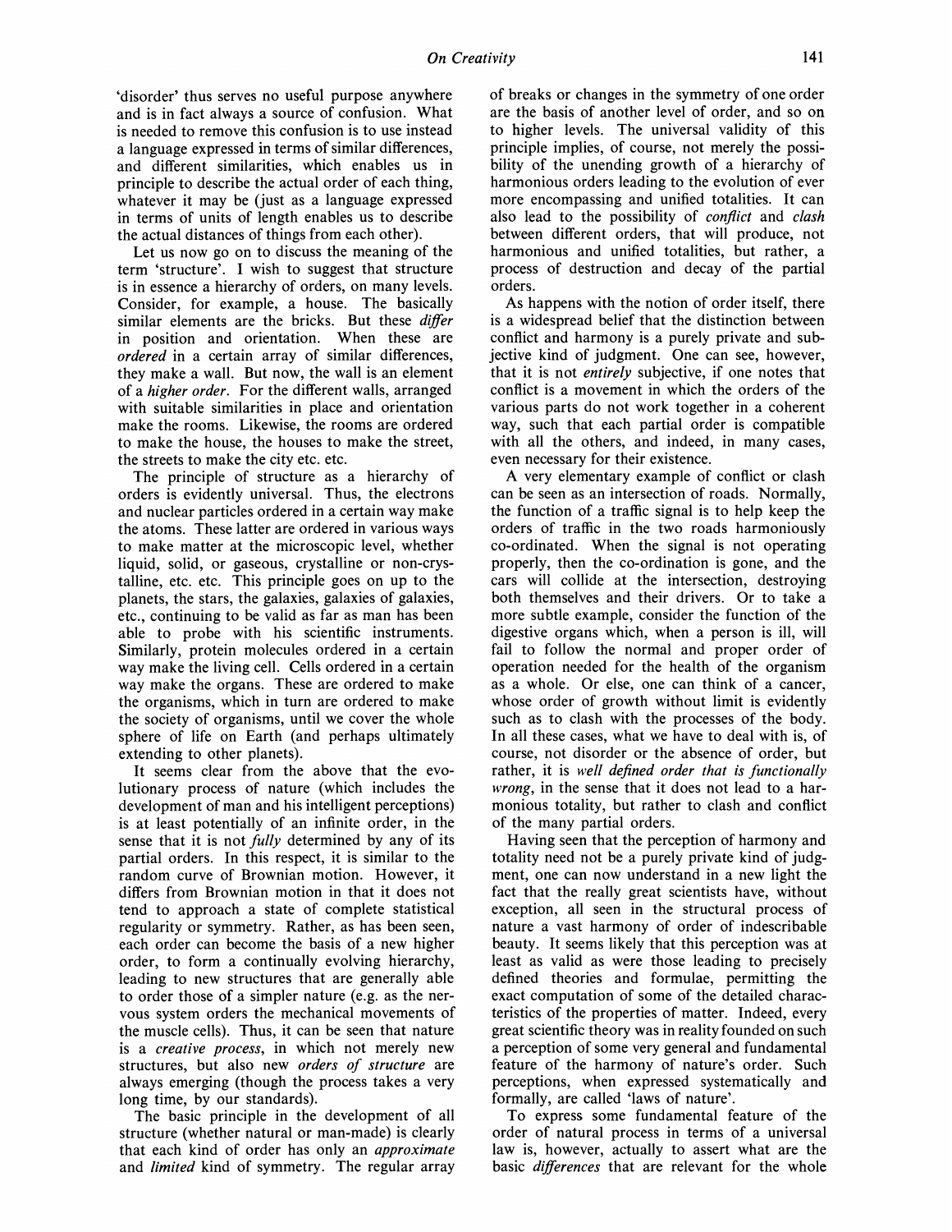'disorder' thus serves no useful purpose anywhere and is in fact always a source of confusion. What is needed to remove this confusion is to use instead a language expressed in terms of similar differences, and different similarities, which enables us in principle to describe the actual order of each thing, whatever it may be (just as a language expressed in terms of units of length enables us to describe the actual distances of things from each other).

Let us now go on to discuss the meaning of the term 'structure'. I wish to suggest that structure is in essence a hierarchy of orders, on many levels. Consider, for example, a house. The basically similar elements are the bricks. But these *differ* in position and orientation. When these are *ordered* in a certain array of similar differences, they make a wall. But now, the wall is an element of a *higher order*. For the different walls, arranged with suitable similarities in place and orientation make the rooms. Likewise, the rooms are ordered to make the house, the houses to make the street, the streets to make the city etc. etc.

The principle of structure as a hierarchy of orders is evidently universal. Thus, the electrons and nuclear particles ordered in a certain way make the atoms. These latter are ordered in various ways to make matter at the microscopic level, whether liquid, solid, or gaseous, crystalline or non-crystalline, etc. etc. This principle goes on up to the planets, the stars, the galaxies, galaxies of galaxies, etc., continuing to be valid as far as man has been able to probe with his scientific instruments. Similarly, protein molecules ordered in a certain way make the living cell. Cells ordered in a certain way make the organs. These are ordered to make the organisms, which in turn are ordered to make the society of organisms, until we cover the whole sphere of life on Earth (and perhaps ultimately extending to other planets).

It seems clear from the above that the evolutionary process of nature (which includes the development of man and his intelligent perceptions) is at least potentially of an infinite order, in the sense that it is not *fully* determined by any of its partial orders. In this respect, it is similar to the random curve of Brownian motion. However, it differs from Brownian motion in that it does not tend to approach a state of complete statistical regularity or symmetry. Rather, as has been seen, each order can become the basis of a new higher order, to form a continually evolving hierarchy, leading to new structures that are generally able to order those of a simpler nature (e.g. as the nervous system orders the mechanical movements of the muscle cells). Thus, it can be seen that nature is a *creative process*, in which not merely new structures, but also new *orders of structure* are always emerging (though the process takes a very long time, by our standards).

The basic principle in the development of all structure (whether natural or man-made) is clearly that each kind of order has only an *approximate* and *limited* kind of symmetry. The regular array of breaks or changes in the symmetry of one order are the basis of another level of order, and so on to higher levels. The universal validity of this principle implies, of course, not merely the possibility of the unending growth of a hierarchy of harmonious orders leading to the evolution of ever more encompassing and unified totalities. It can also lead to the possibility of *conflict* and *clash* between different orders, that will produce, not harmonious and unified totalities, but rather, a process of destruction and decay of the partial orders.

As happens with the notion of order itself, there is a widespread belief that the distinction between conflict and harmony is a purely private and subjective kind of judgment. One can see, however, that it is not *entirely* subjective, if one notes that conflict is a movement in which the orders of the various parts do not work together in a coherent way, such that each partial order is compatible with all the others, and indeed, in many cases, even necessary for their existence.

A very elementary example of conflict or clash can be seen as an intersection of roads. Normally, the function of a traffic signal is to help keep the orders of traffic in the two roads harmoniously co-ordinated. When the signal is not operating properly, then the co-ordination is gone, and the cars will collide at the intersection, destroying both themselves and their drivers. Or to take a more subtle example, consider the function of the digestive organs which, when a person is ill, will fail to follow the normal and proper order of operation needed for the health of the organism as a whole. Or else, one can think of a cancer, whose order of growth without limit is evidently such as to clash with the processes of the body. In all these cases, what we have to deal with is, of course, not disorder or the absence of order, but rather, it is *well defined order that is functionally wrong*, in the sense that it does not lead to a harmonious totality, but rather to clash and conflict of the many partial orders.

Having seen that the perception of harmony and totality need not be a purely private kind of judgment, one can now understand in a new light the fact that the really great scientists have, without exception, all seen in the structural process of nature a vast harmony of order of indescribable beauty. It seems likely that this perception was at least as valid as were those leading to precisely defined theories and formulae, permitting the exact computation of some of the detailed characteristics of the properties of matter. Indeed, every great scientific theory was in reality founded on such a perception of some very general and fundamental feature of the harmony of nature's order. Such perceptions, when expressed systematically and formally, are called 'laws of nature'.

To express some fundamental feature of the order of natural process in terms of a universal law is, however, actually to assert what are the basic *differences* that are relevant for the whole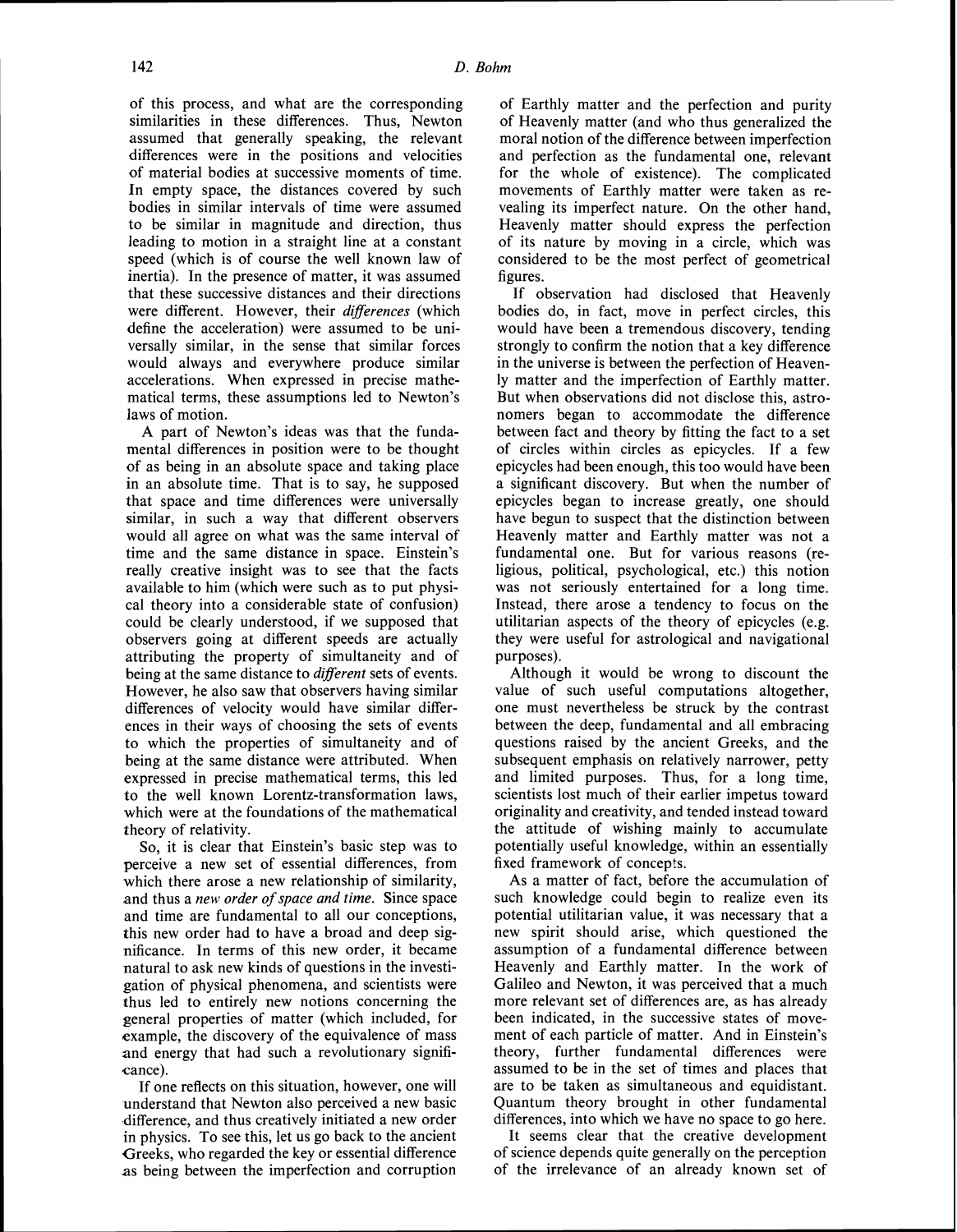of this process, and what are the corresponding similarities in these differences. Thus, Newton assumed that generally speaking, the relevant differences were in the positions and velocities of material bodies at successive moments of time. In empty space, the distances covered by such bodies in similar intervals of time were assumed to be similar in magnitude and direction, thus leading to motion in a straight line at a constant speed (which is of course the well known law of inertia). In the presence of matter, it was assumed that these successive distances and their directions were different. However, their *differences* (which define the acceleration) were assumed to be universally similar, in the sense that similar forces would always and everywhere produce similar accelerations. When expressed in precise mathematical terms, these assumptions led to Newton's laws of motion.

A part of Newton's ideas was that the fundamental differences in position were to be thought of as being in an absolute space and taking place in an absolute time. That is to say, he supposed that space and time differences were universally similar, in such a way that different observers would all agree on what was the same interval of time and the same distance in space. Einstein's really creative insight was to see that the facts available to him (which were such as to put physical theory into a considerable state of confusion) could be clearly understood, if we supposed that observers going at different speeds are actually attributing the property of simultaneity and of being at the same distance to *different* sets of events. However, he also saw that observers having similar differences of velocity would have similar differences in their ways of choosing the sets of events to which the properties of simultaneity and of being at the same distance were attributed. When expressed in precise mathematical terms, this led to the well known Lorentz-transformation laws, which were at the foundations of the mathematical theory of relativity.

So, it is clear that Einstein's basic step was to perceive a new set of essential differences, from which there arose a new relationship of similarity, and thus a *new order of space and time*. Since space and time are fundamental to all our conceptions, this new order had to have a broad and deep significance. In terms of this new order, it became natural to ask new kinds of questions in the investigation of physical phenomena, and scientists were thus led to entirely new notions concerning the general properties of matter (which included, for example, the discovery of the equivalence of mass and energy that had such a revolutionary significance).

If one reflects on this situation, however, one will understand that Newton also perceived a new basic difference, and thus creatively initiated a new order in physics. To see this, let us go back to the ancient Greeks, who regarded the key or essential difference as being between the imperfection and corruption of Earthly matter and the perfection and purity of Heavenly matter (and who thus generalized the moral notion of the difference between imperfection and perfection as the fundamental one, relevant for the whole of existence). The complicated movements of Earthly matter were taken as revealing its imperfect nature. On the other hand, Heavenly matter should express the perfection of its nature by moving in a circle, which was considered to be the most perfect of geometrical figures.

If observation had disclosed that Heavenly bodies do, in fact, move in perfect circles, this would have been a tremendous discovery, tending strongly to confirm the notion that a key difference in the universe is between the perfection of Heavenly matter and the imperfection of Earthly matter. But when observations did not disclose this, astronomers began to accommodate the difference between fact and theory by fitting the fact to a set of circles within circles as epicycles. If a few epicycles had been enough, this too would have been a significant discovery. But when the number of epicycles began to increase greatly, one should have begun to suspect that the distinction between Heavenly matter and Earthly matter was not a fundamental one. But for various reasons (religious, political, psychological, etc.) this notion was not seriously entertained for a long time. Instead, there arose a tendency to focus on the utilitarian aspects of the theory of epicycles (e.g. they were useful for astrological and navigational purposes).

Although it would be wrong to discount the value of such useful computations altogether, one must nevertheless be struck by the contrast between the deep, fundamental and all embracing questions raised by the ancient Greeks, and the subsequent emphasis on relatively narrower, petty and limited purposes. Thus, for a long time, scientists lost much of their earlier impetus toward originality and creativity, and tended instead toward the attitude of wishing mainly to accumulate potentially useful knowledge, within an essentially fixed framework of concepts.

As a matter of fact, before the accumulation of such knowledge could begin to realize even its potential utilitarian value, it was necessary that a new spirit should arise, which questioned the assumption of a fundamental difference between Heavenly and Earthly matter. In the work of Galileo and Newton, it was perceived that a much more relevant set of differences are, as has already been indicated, in the successive states of movement of each particle of matter. And in Einstein's theory, further fundamental differences were assumed to be in the set of times and places that are to be taken as simultaneous and equidistant. Quantum theory brought in other fundamental differences, into which we have no space to go here.

It seems clear that the creative development of science depends quite generally on the perception of the irrelevance of an already known set of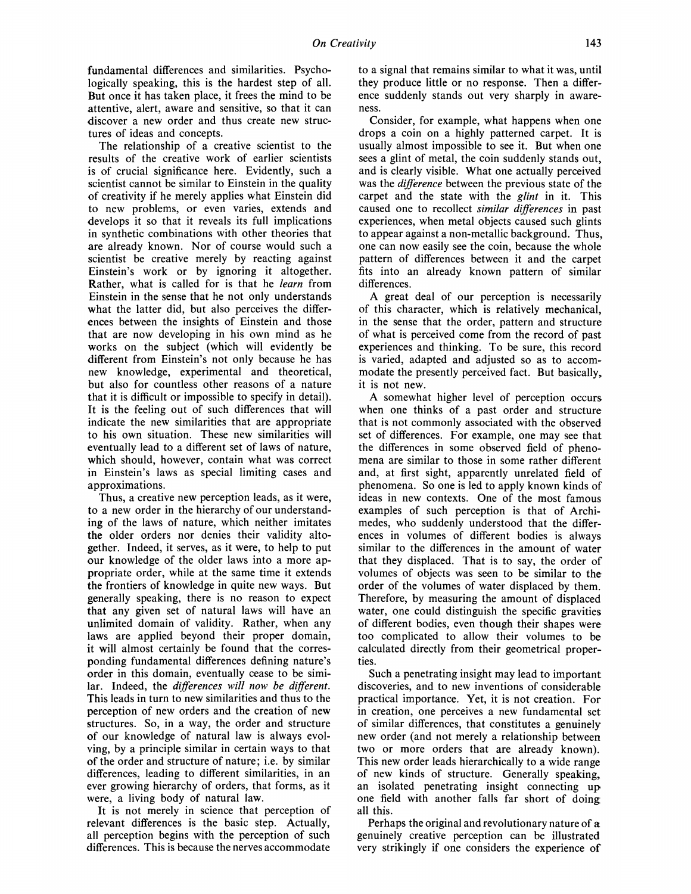fundamental differences and similarities. Psychologically speaking, this is the hardest step of all. But once it has taken place, it frees the mind to be attentive, alert, aware and sensitive, so that it can discover a new order and thus create new structures of ideas and concepts.

The relationship of a creative scientist to the results of the creative work of earlier scientists is of crucial significance here. Evidently, such a scientist cannot be similar to Einstein in the quality of creativity if he merely applies what Einstein did to new problems, or even varies, extends and develops it so that it reveals its full implications in synthetic combinations with other theories that are already known. Nor of course would such a scientist be creative merely by reacting against Einstein's work or by ignoring it altogether. Rather, what is called for is that he *learn* from Einstein in the sense that he not only understands what the latter did, but also perceives the differences between the insights of Einstein and those that are now developing in his own mind as he works on the subject (which will evidently be different from Einstein's not only because he has new knowledge, experimental and theoretical, but also for countless other reasons of a nature that it is difficult or impossible to specify in detail). It is the feeling out of such differences that will indicate the new similarities that are appropriate to his own situation. These new similarities will eventually lead to a different set of laws of nature, which should, however, contain what was correct in Einstein's laws as special limiting cases and approximations.

Thus, a creative new perception leads, as it were, to a new order in the hierarchy of our understanding of the laws of nature, which neither imitates the older orders nor denies their validity altogether. Indeed, it serves, as it were, to help to put our knowledge of the older laws into a more appropriate order, while at the same time it extends the frontiers of knowledge in quite new ways. But generally speaking, there is no reason to expect that any given set of natural laws will have an unlimited domain of validity. Rather, when any laws are applied beyond their proper domain, it will almost certainly be found that the corresponding fundamental differences defining nature's order in this domain, eventually cease to be similar. Indeed, the *differences will now be different*. This leads in turn to new similarities and thus to the perception of new orders and the creation of new structures. So, in a way, the order and structure of our knowledge of natural law is always evolving, by a principle similar in certain ways to that of the order and structure of nature; i.e. by similar differences, leading to different similarities, in an ever growing hierarchy of orders, that forms, as it were, a living body of natural law.

It is not merely in science that perception of relevant differences is the basic step. Actually, all perception begins with the perception of such differences. This is because the nerves accommodate to a signal that remains similar to what it was, until they produce little or no response. Then a difference suddenly stands out very sharply in awareness.

Consider, for example, what happens when one drops a coin on a highly patterned carpet. It is usually almost impossible to see it. But when one sees a glint of metal, the coin suddenly stands out, and is clearly visible. What one actually perceived was the *difference* between the previous state of the carpet and the state with the *glint* in it. This caused one to recollect *similar differences* in past experiences, when metal objects caused such glints to appear against a non-metallic background. Thus, one can now easily see the coin, because the whole pattern of differences between it and the carpet fits into an already known pattern of similar differences.

A great deal of our perception is necessarily of this character, which is relatively mechanical, in the sense that the order, pattern and structure of what is perceived come from the record of past experiences and thinking. To be sure, this record is varied, adapted and adjusted so as to accommodate the presently perceived fact. But basically, it is not new.

A somewhat higher level of perception occurs when one thinks of a past order and structure that is not commonly associated with the observed set of differences. For example, one may see that the differences in some observed field of phenomena are similar to those in some rather different and, at first sight, apparently unrelated field of phenomena. So one is led to apply known kinds of ideas in new contexts. One of the most famous examples of such perception is that of Archimedes, who suddenly understood that the differences in volumes of different bodies is always similar to the differences in the amount of water that they displaced. That is to say, the order of volumes of objects was seen to be similar to the order of the volumes of water displaced by them. Therefore, by measuring the amount of displaced water, one could distinguish the specific gravities of different bodies, even though their shapes were too complicated to allow their volumes to be calculated directly from their geometrical properties.

Such a penetrating insight may lead to important discoveries, and to new inventions of considerable practical importance. Yet, it is not creation. For in creation, one perceives a new fundamental set of similar differences, that constitutes a genuinely new order (and not merely a relationship between two or more orders that are already known). This new order leads hierarchically to a wide range of new kinds of structure. Generally speaking, an isolated penetrating insight connecting up one field with another falls far short of doing all this.

Perhaps the original and revolutionary nature of a genuinely creative perception can be illustrated very strikingly if one considers the experience of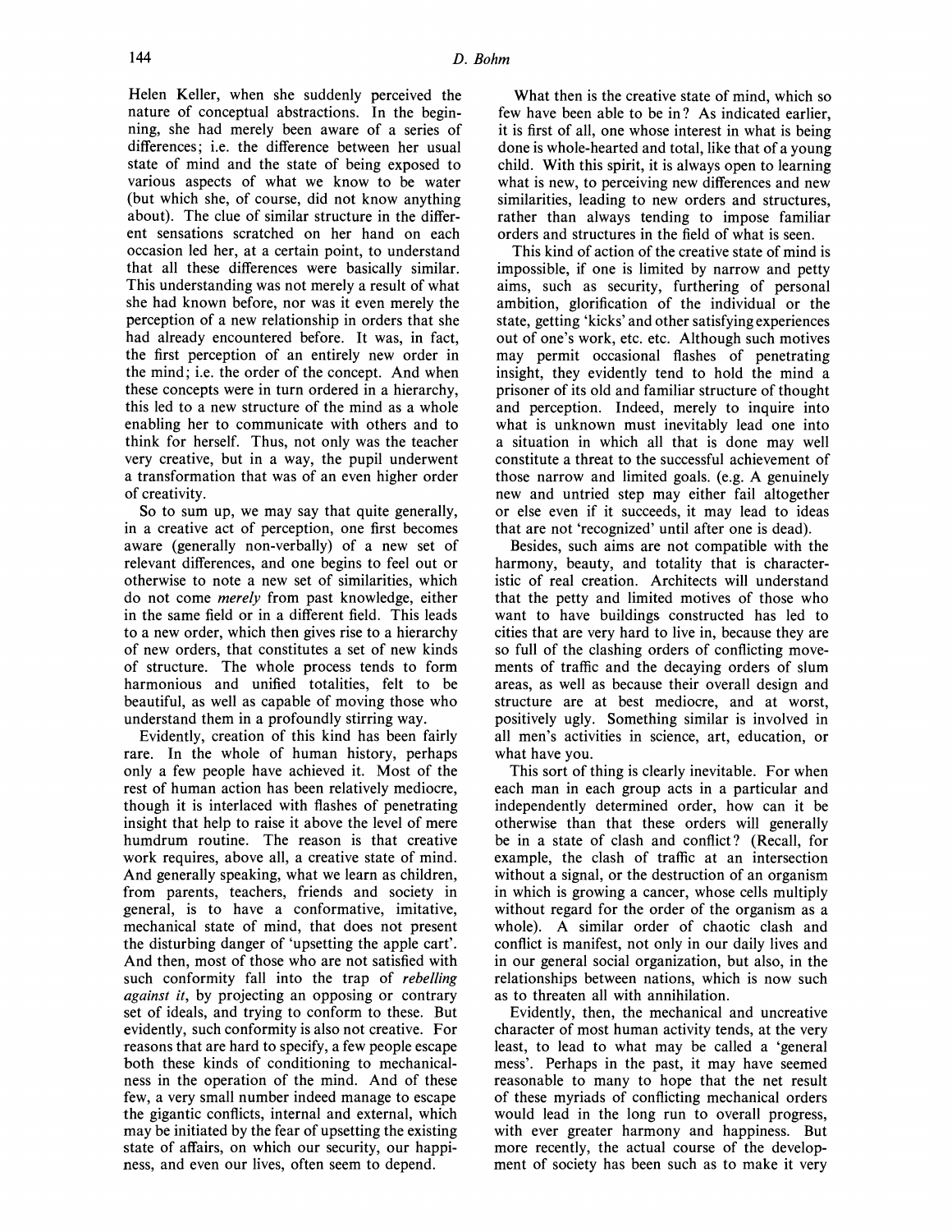Helen Keller, when she suddenly perceived the nature of conceptual abstractions. In the beginning, she had merely been aware of a series of differences; i.e. the difference between her usual state of mind and the state of being exposed to various aspects of what we know to be water (but which she, of course, did not know anything about). The clue of similar structure in the different sensations scratched on her hand on each occasion led her, at a certain point, to understand that all these differences were basically similar. This understanding was not merely a result of what she had known before, nor was it even merely the perception of a new relationship in orders that she had already encountered before. It was, in fact, the first perception of an entirely new order in the mind; i.e. the order of the concept. And when these concepts were in turn ordered in a hierarchy, this led to a new structure of the mind as a whole enabling her to communicate with others and to think for herself. Thus, not only was the teacher very creative, but in a way, the pupil underwent a transformation that was of an even higher order of creativity.

So to sum up, we may say that quite generally, in a creative act of perception, one first becomes aware (generally non-verbally) of a new set of relevant differences, and one begins to feel out or otherwise to note a new set of similarities, which do not come *merely* from past knowledge, either in the same field or in a different field. This leads to a new order, which then gives rise to a hierarchy of new orders, that constitutes a set of new kinds of structure. The whole process tends to form harmonious and unified totalities, felt to be beautiful, as well as capable of moving those who understand them in a profoundly stirring way.

Evidently, creation of this kind has been fairly rare. In the whole of human history, perhaps only a few people have achieved it. Most of the rest of human action has been relatively mediocre, though it is interlaced with flashes of penetrating insight that help to raise it above the level of mere humdrum routine. The reason is that creative work requires, above all, a creative state of mind. And generally speaking, what we learn as children, from parents, teachers, friends and society in general, is to have a conformative, imitative, mechanical state of mind, that does not present the disturbing danger of 'upsetting the apple cart'. And then, most of those who are not satisfied with such conformity fall into the trap of *rebelling against it*, by projecting an opposing or contrary set of ideals, and trying to conform to these. But evidently, such conformity is also not creative. For reasons that are hard to specify, a few people escape both these kinds of conditioning to mechanicalness in the operation of the mind. And of these few, a very small number indeed manage to escape the gigantic conflicts, internal and external, which may be initiated by the fear of upsetting the existing state of affairs, on which our security, our happiness, and even our lives, often seem to depend.

What then is the creative state of mind, which so few have been able to be in? As indicated earlier, it is first of all, one whose interest in what is being done is whole-hearted and total, like that of a young child. With this spirit, it is always open to learning what is new, to perceiving new differences and new similarities, leading to new orders and structures, rather than always tending to impose familiar orders and structures in the field of what is seen.

This kind of action of the creative state of mind is impossible, if one is limited by narrow and petty aims, such as security, furthering of personal ambition, glorification of the individual or the state, getting 'kicks' and other satisfying experiences out of one's work, etc. etc. Although such motives may permit occasional flashes of penetrating insight, they evidently tend to hold the mind a prisoner of its old and familiar structure of thought and perception. Indeed, merely to inquire into what is unknown must inevitably lead one into a situation in which all that is done may well constitute a threat to the successful achievement of those narrow and limited goals. (e.g. A genuinely new and untried step may either fail altogether or else even if it succeeds, it may lead to ideas that are not 'recognized' until after one is dead).

Besides, such aims are not compatible with the harmony, beauty, and totality that is characteristic of real creation. Architects will understand that the petty and limited motives of those who want to have buildings constructed has led to cities that are very hard to live in, because they are so full of the clashing orders of conflicting movements of traffic and the decaying orders of slum areas, as well as because their overall design and structure are at best mediocre, and at worst, positively ugly. Something similar is involved in all men's activities in science, art, education, or what have you.

This sort of thing is clearly inevitable. For when each man in each group acts in a particular and independently determined order, how can it be otherwise than that these orders will generally be in a state of clash and conflict? (Recall, for example, the clash of traffic at an intersection without a signal, or the destruction of an organism in which is growing a cancer, whose cells multiply without regard for the order of the organism as a whole). A similar order of chaotic clash and conflict is manifest, not only in our daily lives and in our general social organization, but also, in the relationships between nations, which is now such as to threaten all with annihilation.

Evidently, then, the mechanical and uncreative character of most human activity tends, at the very least, to lead to what may be called a 'general mess'. Perhaps in the past, it may have seemed reasonable to many to hope that the net result of these myriads of conflicting mechanical orders would lead in the long run to overall progress, with ever greater harmony and happiness. But more recently, the actual course of the development of society has been such as to make it very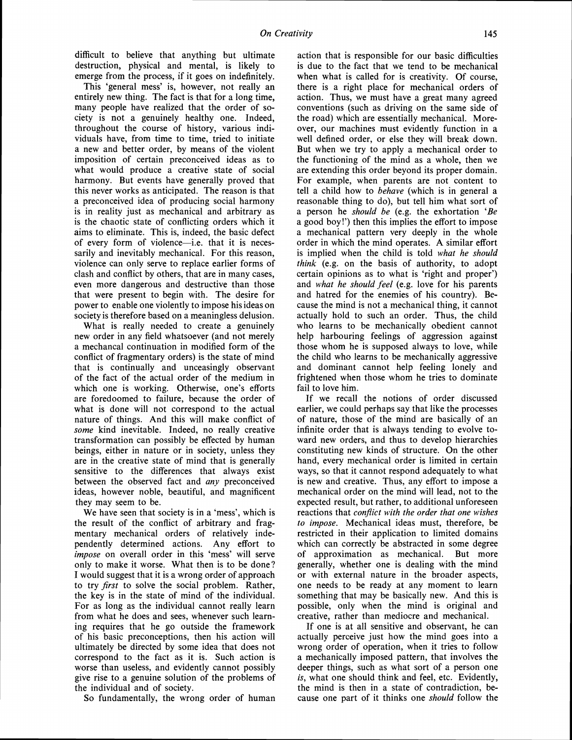difficult to believe that anything but ultimate destruction, physical and mental, is likely to emerge from the process, if it goes on indefinitely.

This 'general mess' is, however, not really an entirely new thing. The fact is that for a long time, many people have realized that the order of society is not a genuinely healthy one. Indeed, throughout the course of history, various individuals have, from time to time, tried to initiate a new and better order, by means of the violent imposition of certain preconceived ideas as to what would produce a creative state of social harmony. But events have generally proved that this never works as anticipated. The reason is that a preconceived idea of producing social harmony is in reality just as mechanical and arbitrary as is the chaotic state of conflicting orders which it aims to eliminate. This is, indeed, the basic defect of every form of violence—i.e. that it is necessarily and inevitably mechanical. For this reason, violence can only serve to replace earlier forms of clash and conflict by others, that are in many cases, even more dangerous and destructive than those that were present to begin with. The desire for power to enable one violently to impose his ideas on society is therefore based on a meaningless delusion.

What is really needed to create a genuinely new order in any field whatsoever (and not merely a mechancal continuation in modified form of the conflict of fragmentary orders) is the state of mind that is continually and unceasingly observant of the fact of the actual order of the medium in which one is working. Otherwise, one's efforts are foredoomed to failure, because the order of what is done will not correspond to the actual nature of things. And this will make conflict of *some* kind inevitable. Indeed, no really creative transformation can possibly be effected by human beings, either in nature or in society, unless they are in the creative state of mind that is generally sensitive to the differences that always exist between the observed fact and *any* preconceived ideas, however noble, beautiful, and magnificent they may seem to be.

We have seen that society is in a 'mess', which is the result of the conflict of arbitrary and fragmentary mechanical orders of relatively independently determined actions. Any effort to *impose* on overall order in this 'mess' will serve only to make it worse. What then is to be done? I would suggest that it is a wrong order of approach to try *first* to solve the social problem. Rather, the key is in the state of mind of the individual. For as long as the individual cannot really learn from what he does and sees, whenever such learning requires that he go outside the framework of his basic preconceptions, then his action will ultimately be directed by some idea that does not correspond to the fact as it is. Such action is worse than useless, and evidently cannot possibly give rise to a genuine solution of the problems of the individual and of society.

So fundamentally, the wrong order of human action that is responsible for our basic difficulties is due to the fact that we tend to be mechanical when what is called for is creativity. Of course, there is a right place for mechanical orders of action. Thus, we must have a great many agreed conventions (such as driving on the same side of the road) which are essentially mechanical. Moreover, our machines must evidently function in a well defined order, or else they will break down. But when we try to apply a mechanical order to the functioning of the mind as a whole, then we are extending this order beyond its proper domain. For example, when parents are not content to tell a child how to *behave* (which is in general a reasonable thing to do), but tell him what sort of a person he *should be* (e.g. the exhortation '*Be* a good boy!') then this implies the effort to impose a mechanical pattern very deeply in the whole order in which the mind operates. A similar effort is implied when the child is told *what he should think* (e.g. on the basis of authority, to adopt certain opinions as to what is 'right and proper') and *what he should feel* (e.g. love for his parents and hatred for the enemies of his country). Because the mind is not a mechanical thing, it cannot actually hold to such an order. Thus, the child who learns to be mechanically obedient cannot help harbouring feelings of aggression against those whom he is supposed always to love, while the child who learns to be mechanically aggressive and dominant cannot help feeling lonely and frightened when those whom he tries to dominate fail to love him.

If we recall the notions of order discussed earlier, we could perhaps say that like the processes of nature, those of the mind are basically of an infinite order that is always tending to evolve toward new orders, and thus to develop hierarchies constituting new kinds of structure. On the other hand, every mechanical order is limited in certain ways, so that it cannot respond adequately to what is new and creative. Thus, any effort to impose a mechanical order on the mind will lead, not to the expected result, but rather, to additional unforeseen reactions that *conflict with the order that one wishes to impose*. Mechanical ideas must, therefore, be restricted in their application to limited domains which can correctly be abstracted in some degree of approximation as mechanical. But more generally, whether one is dealing with the mind or with external nature in the broader aspects, one needs to be ready at any moment to learn something that may be basically new. And this is possible, only when the mind is original and creative, rather than mediocre and mechanical.

If one is at all sensitive and observant, he can actually perceive just how the mind goes into a wrong order of operation, when it tries to follow a mechanically imposed pattern, that involves the deeper things, such as what sort of a person one *is*, what one should think and feel, etc. Evidently, the mind is then in a state of contradiction, because one part of it thinks one *should* follow the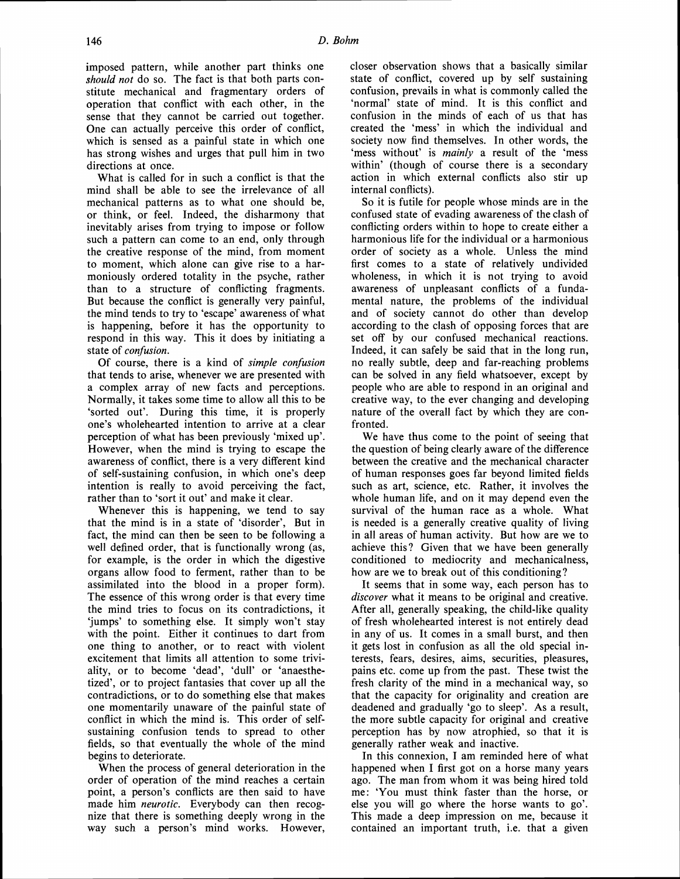imposed pattern, while another part thinks one *should not* do so. The fact is that both parts constitute mechanical and fragmentary orders of operation that conflict with each other, in the sense that they cannot be carried out together. One can actually perceive this order of conflict, which is sensed as a painful state in which one has strong wishes and urges that pull him in two directions at once.

What is called for in such a conflict is that the mind shall be able to see the irrelevance of all mechanical patterns as to what one should be, or think, or feel. Indeed, the disharmony that inevitably arises from trying to impose or follow such a pattern can come to an end, only through the creative response of the mind, from moment to moment, which alone can give rise to a harmoniously ordered totality in the psyche, rather than to a structure of conflicting fragments. But because the conflict is generally very painful, the mind tends to try to 'escape' awareness of what is happening, before it has the opportunity to respond in this way. This it does by initiating a state of *confusion*.

Of course, there is a kind of *simple confusion* that tends to arise, whenever we are presented with a complex array of new facts and perceptions. Normally, it takes some time to allow all this to be 'sorted out'. During this time, it is properly one's wholehearted intention to arrive at a clear perception of what has been previously 'mixed up'. However, when the mind is trying to escape the awareness of conflict, there is a very different kind of self-sustaining confusion, in which one's deep intention is really to avoid perceiving the fact, rather than to 'sort it out' and make it clear.

Whenever this is happening, we tend to say that the mind is in a state of 'disorder', But in fact, the mind can then be seen to be following a well defined order, that is functionally wrong (as, for example, is the order in which the digestive organs allow food to ferment, rather than to be assimilated into the blood in a proper form). The essence of this wrong order is that every time the mind tries to focus on its contradictions, it 'jumps' to something else. It simply won't stay with the point. Either it continues to dart from one thing to another, or to react with violent excitement that limits all attention to some triviality, or to become 'dead', 'dull' or 'anaesthetized', or to project fantasies that cover up all the contradictions, or to do something else that makes one momentarily unaware of the painful state of conflict in which the mind is. This order of self-sustaining confusion tends to spread to other fields, so that eventually the whole of the mind begins to deteriorate.

When the process of general deterioration in the order of operation of the mind reaches a certain point, a person's conflicts are then said to have made him *neurotic*. Everybody can then recognize that there is something deeply wrong in the way such a person's mind works. However, closer observation shows that a basically similar state of conflict, covered up by self sustaining confusion, prevails in what is commonly called the 'normal' state of mind. It is this conflict and confusion in the minds of each of us that has created the 'mess' in which the individual and society now find themselves. In other words, the 'mess without' is *mainly* a result of the 'mess within' (though of course there is a secondary action in which external conflicts also stir up internal conflicts).

So it is futile for people whose minds are in the confused state of evading awareness of the clash of conflicting orders within to hope to create either a harmonious life for the individual or a harmonious order of society as a whole. Unless the mind first comes to a state of relatively undivided wholeness, in which it is not trying to avoid awareness of unpleasant conflicts of a fundamental nature, the problems of the individual and of society cannot do other than develop according to the clash of opposing forces that are set off by our confused mechanical reactions. Indeed, it can safely be said that in the long run, no really subtle, deep and far-reaching problems can be solved in any field whatsoever, except by people who are able to respond in an original and creative way, to the ever changing and developing nature of the overall fact by which they are confronted.

We have thus come to the point of seeing that the question of being clearly aware of the difference between the creative and the mechanical character of human responses goes far beyond limited fields such as art, science, etc. Rather, it involves the whole human life, and on it may depend even the survival of the human race as a whole. What is needed is a generally creative quality of living in all areas of human activity. But how are we to achieve this? Given that we have been generally conditioned to mediocrity and mechanicalness, how are we to break out of this conditioning?

It seems that in some way, each person has to *discover* what it means to be original and creative. After all, generally speaking, the child-like quality of fresh wholehearted interest is not entirely dead in any of us. It comes in a small burst, and then it gets lost in confusion as all the old special interests, fears, desires, aims, securities, pleasures, pains etc. come up from the past. These twist the fresh clarity of the mind in a mechanical way, so that the capacity for originality and creation are deadened and gradually 'go to sleep'. As a result, the more subtle capacity for original and creative perception has by now atrophied, so that it is generally rather weak and inactive.

In this connexion, I am reminded here of what happened when I first got on a horse many years ago. The man from whom it was being hired told me: 'You must think faster than the horse, or else you will go where the horse wants to go'. This made a deep impression on me, because it contained an important truth, i.e. that a given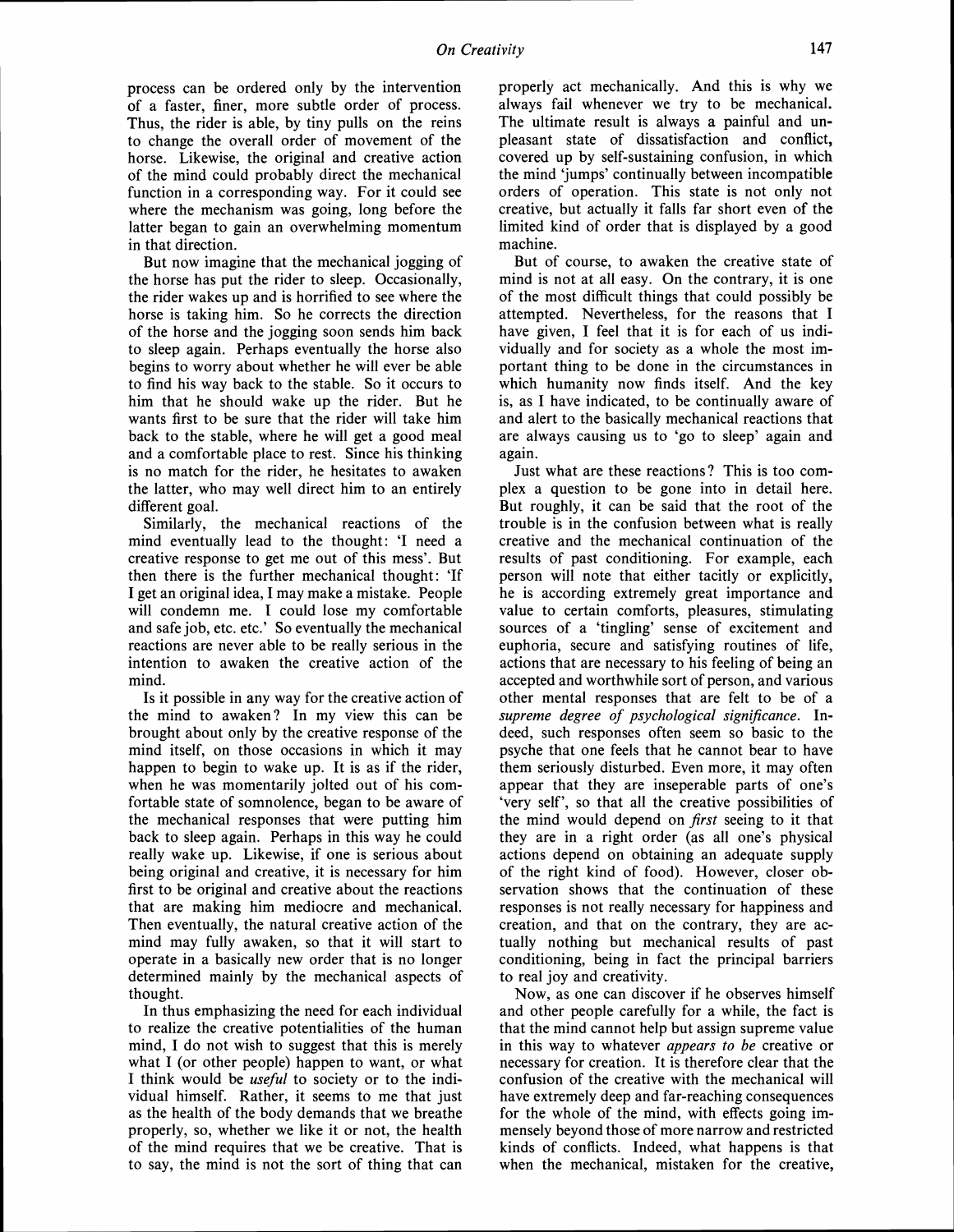process can be ordered only by the intervention of a faster, finer, more subtle order of process. Thus, the rider is able, by tiny pulls on the reins to change the overall order of movement of the horse. Likewise, the original and creative action of the mind could probably direct the mechanical function in a corresponding way. For it could see where the mechanism was going, long before the latter began to gain an overwhelming momentum in that direction.

But now imagine that the mechanical jogging of the horse has put the rider to sleep. Occasionally, the rider wakes up and is horrified to see where the horse is taking him. So he corrects the direction of the horse and the jogging soon sends him back to sleep again. Perhaps eventually the horse also begins to worry about whether he will ever be able to find his way back to the stable. So it occurs to him that he should wake up the rider. But he wants first to be sure that the rider will take him back to the stable, where he will get a good meal and a comfortable place to rest. Since his thinking is no match for the rider, he hesitates to awaken the latter, who may well direct him to an entirely different goal.

Similarly, the mechanical reactions of the mind eventually lead to the thought: 'I need a creative response to get me out of this mess'. But then there is the further mechanical thought: 'If I get an original idea, I may make a mistake. People will condemn me. I could lose my comfortable and safe job, etc. etc.' So eventually the mechanical reactions are never able to be really serious in the intention to awaken the creative action of the mind.

Is it possible in any way for the creative action of the mind to awaken? In my view this can be brought about only by the creative response of the mind itself, on those occasions in which it may happen to begin to wake up. It is as if the rider, when he was momentarily jolted out of his comfortable state of somnolence, began to be aware of the mechanical responses that were putting him back to sleep again. Perhaps in this way he could really wake up. Likewise, if one is serious about being original and creative, it is necessary for him first to be original and creative about the reactions that are making him mediocre and mechanical. Then eventually, the natural creative action of the mind may fully awaken, so that it will start to operate in a basically new order that is no longer determined mainly by the mechanical aspects of thought.

In thus emphasizing the need for each individual to realize the creative potentialities of the human mind, I do not wish to suggest that this is merely what I (or other people) happen to want, or what I think would be *useful* to society or to the individual himself. Rather, it seems to me that just as the health of the body demands that we breathe properly, so, whether we like it or not, the health of the mind requires that we be creative. That is to say, the mind is not the sort of thing that can properly act mechanically. And this is why we always fail whenever we try to be mechanical. The ultimate result is always a painful and unpleasant state of dissatisfaction and conflict, covered up by self-sustaining confusion, in which the mind 'jumps' continually between incompatible orders of operation. This state is not only not creative, but actually it falls far short even of the limited kind of order that is displayed by a good machine.

But of course, to awaken the creative state of mind is not at all easy. On the contrary, it is one of the most difficult things that could possibly be attempted. Nevertheless, for the reasons that I have given, I feel that it is for each of us individually and for society as a whole the most important thing to be done in the circumstances in which humanity now finds itself. And the key is, as I have indicated, to be continually aware of and alert to the basically mechanical reactions that are always causing us to 'go to sleep' again and again.

Just what are these reactions? This is too complex a question to be gone into in detail here. But roughly, it can be said that the root of the trouble is in the confusion between what is really creative and the mechanical continuation of the results of past conditioning. For example, each person will note that either tacitly or explicitly, he is according extremely great importance and value to certain comforts, pleasures, stimulating sources of a 'tingling' sense of excitement and euphoria, secure and satisfying routines of life, actions that are necessary to his feeling of being an accepted and worthwhile sort of person, and various other mental responses that are felt to be of a *supreme degree of psychological significance*. Indeed, such responses often seem so basic to the psyche that one feels that he cannot bear to have them seriously disturbed. Even more, it may often appear that they are inseperable parts of one's 'very self', so that all the creative possibilities of the mind would depend on *first* seeing to it that they are in a right order (as all one's physical actions depend on obtaining an adequate supply of the right kind of food). However, closer observation shows that the continuation of these responses is not really necessary for happiness and creation, and that on the contrary, they are actually nothing but mechanical results of past conditioning, being in fact the principal barriers to real joy and creativity.

Now, as one can discover if he observes himself and other people carefully for a while, the fact is that the mind cannot help but assign supreme value in this way to whatever *appears to be* creative or necessary for creation. It is therefore clear that the confusion of the creative with the mechanical will have extremely deep and far-reaching consequences for the whole of the mind, with effects going immensely beyond those of more narrow and restricted kinds of conflicts. Indeed, what happens is that when the mechanical, mistaken for the creative,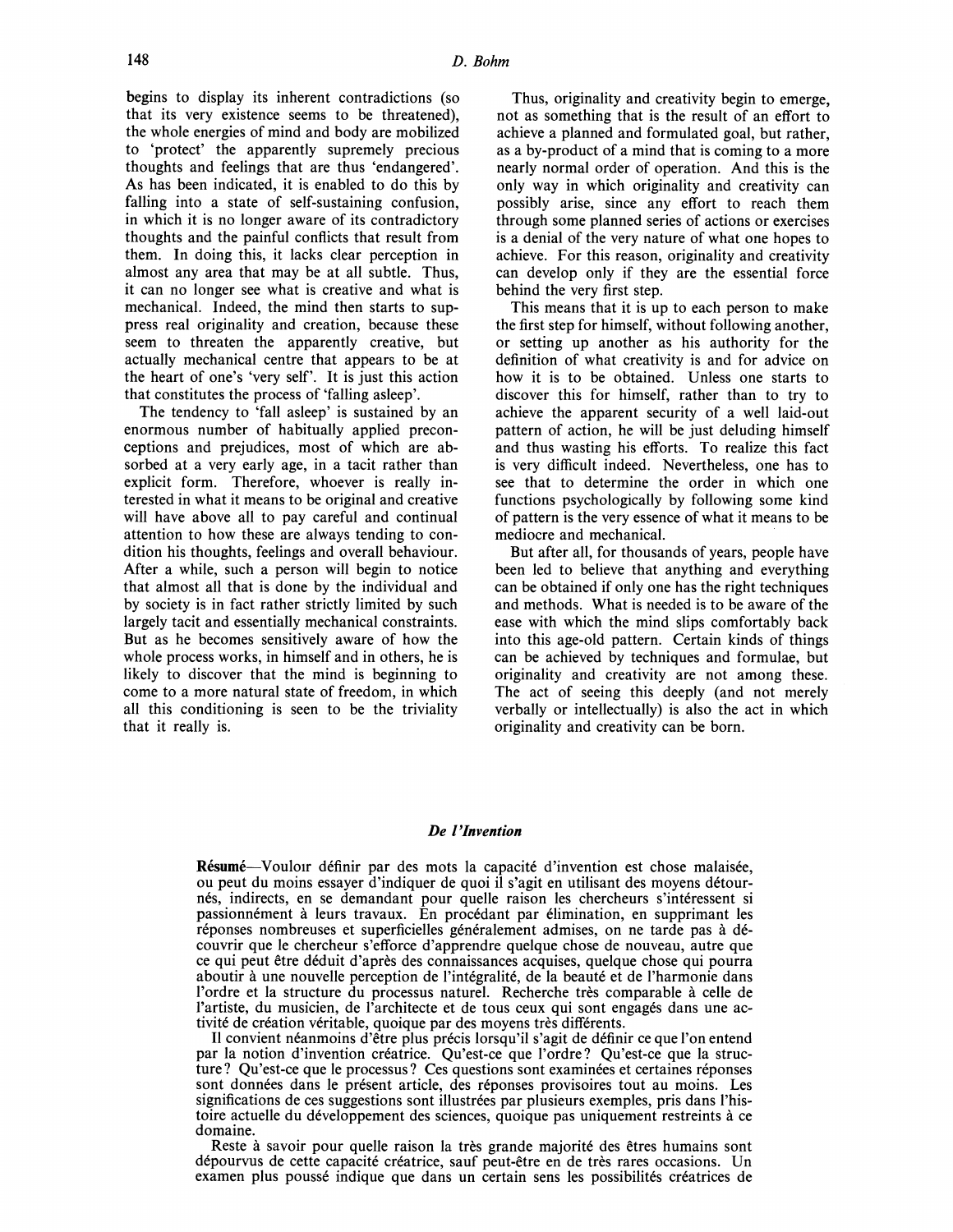begins to display its inherent contradictions (so that its very existence seems to be threatened), the whole energies of mind and body are mobilized to 'protect' the apparently supremely precious thoughts and feelings that are thus 'endangered'. As has been indicated, it is enabled to do this by falling into a state of self-sustaining confusion, in which it is no longer aware of its contradictory thoughts and the painful conflicts that result from them. In doing this, it lacks clear perception in almost any area that may be at all subtle. Thus, it can no longer see what is creative and what is mechanical. Indeed, the mind then starts to suppress real originality and creation, because these seem to threaten the apparently creative, but actually mechanical centre that appears to be at the heart of one's 'very self'. It is just this action that constitutes the process of 'falling asleep'.

The tendency to 'fall asleep' is sustained by an enormous number of habitually applied preconceptions and prejudices, most of which are absorbed at a very early age, in a tacit rather than explicit form. Therefore, whoever is really interested in what it means to be original and creative will have above all to pay careful and continual attention to how these are always tending to condition his thoughts, feelings and overall behaviour. After a while, such a person will begin to notice that almost all that is done by the individual and by society is in fact rather strictly limited by such largely tacit and essentially mechanical constraints. But as he becomes sensitively aware of how the whole process works, in himself and in others, he is likely to discover that the mind is beginning to come to a more natural state of freedom, in which all this conditioning is seen to be the triviality that it really is.

Thus, originality and creativity begin to emerge, not as something that is the result of an effort to achieve a planned and formulated goal, but rather, as a by-product of a mind that is coming to a more nearly normal order of operation. And this is the only way in which originality and creativity can possibly arise, since any effort to reach them through some planned series of actions or exercises is a denial of the very nature of what one hopes to achieve. For this reason, originality and creativity can develop only if they are the essential force behind the very first step.

This means that it is up to each person to make the first step for himself, without following another, or setting up another as his authority for the definition of what creativity is and for advice on how it is to be obtained. Unless one starts to discover this for himself, rather than to try to achieve the apparent security of a well laid-out pattern of action, he will be just deluding himself and thus wasting his efforts. To realize this fact is very difficult indeed. Nevertheless, one has to see that to determine the order in which one functions psychologically by following some kind of pattern is the very essence of what it means to be mediocre and mechanical.

But after all, for thousands of years, people have been led to believe that anything and everything can be obtained if only one has the right techniques and methods. What is needed is to be aware of the ease with which the mind slips comfortably back into this age-old pattern. Certain kinds of things can be achieved by techniques and formulae, but originality and creativity are not among these. The act of seeing this deeply (and not merely verbally or intellectually) is also the act in which originality and creativity can be born.

## *De l'Invention*

**Résumé**—Vouloır définir par des mots la capacité d'invention est chose malaisée, ou peut du moins essayer d'indiquer de quoi il s'agit en utilisant des moyens détournés, indirects, en se demandant pour quelle raison les chercheurs s'intéressent si passionnément à leurs travaux. En procédant par élimination, en supprimant les réponses nombreuses et superficielles généralement admises, on ne tarde pas à découvrir que le chercheur s'efforce d'apprendre quelque chose de nouveau, autre que ce qui peut être déduit d'après des connaissances acquises, quelque chose qui pourra aboutir à une nouvelle perception de l'intégralité, de la beauté et de l'harmonie dans l'ordre et la structure du processus naturel. Recherche très comparable à celle de l'artiste, du musicien, de l'architecte et de tous ceux qui sont engagés dans une activité de création véritable, quoique par des moyens très différents.

Il convient néanmoins d'être plus précis lorsqu'il s'agit de définir ce que l'on entend par la notion d'invention créatrice. Qu'est-ce que l'ordre? Qu'est-ce que la structure? Qu'est-ce que le processus? Ces questions sont examinées et certaines réponses sont données dans le présent article, des réponses provisoires tout au moins. Les significations de ces suggestions sont illustrées par plusieurs exemples, pris dans l'histoire actuelle du développement des sciences, quoique pas uniquement restreints à ce domaine.

Reste à savoir pour quelle raison la très grande majorité des êtres humains sont dépourvus de cette capacité créatrice, sauf peut-être en de très rares occasions. Un examen plus poussé indique que dans un certain sens les possibilités créatrices de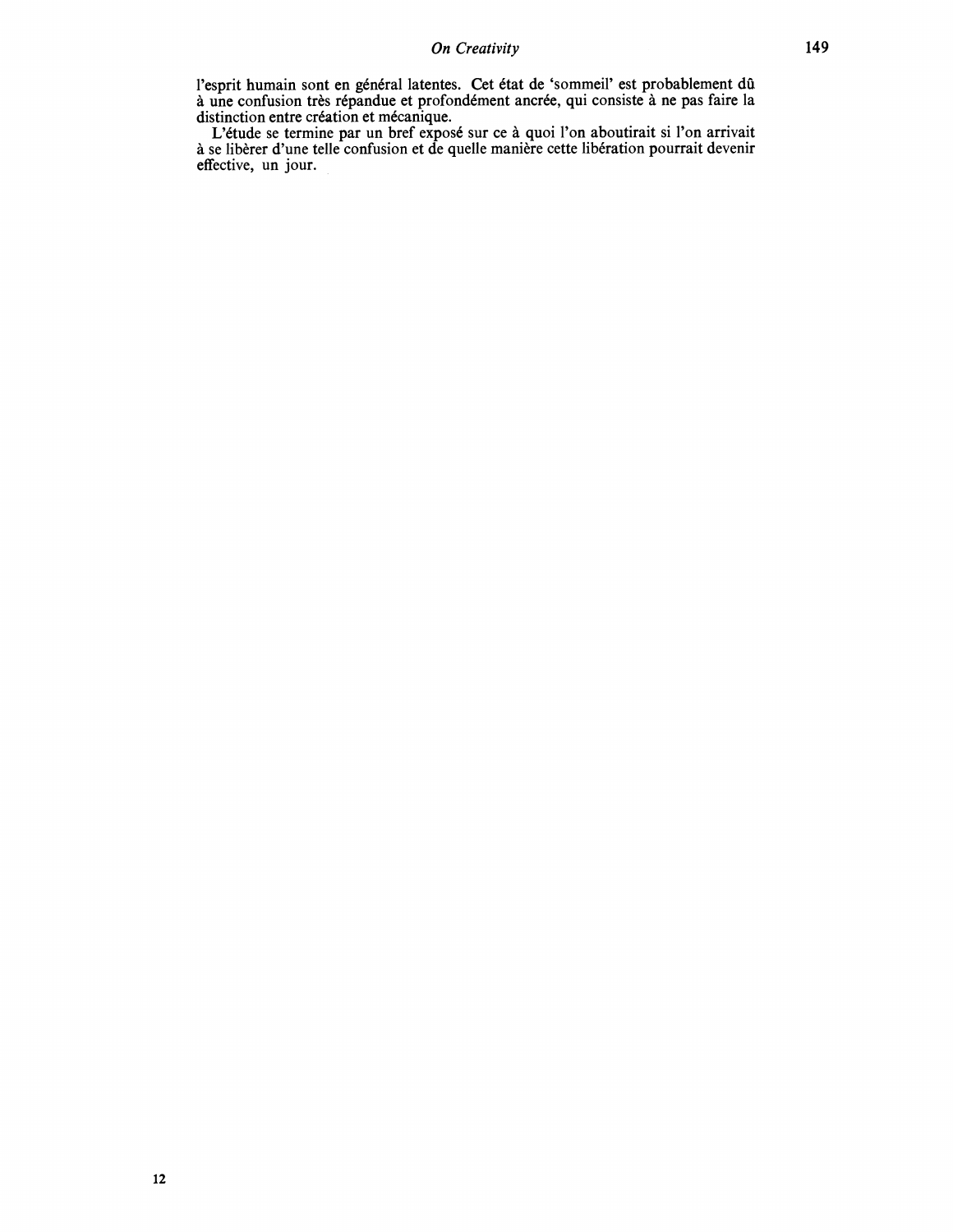l'esprit humain sont en général latentes. Cet état de 'sommeil' est probablement dû à une confusion très répandue et profondément ancrée, qui consiste à ne pas faire la distinction entre création et mécanique.

L'étude se termine par un bref exposé sur ce à quoi l'on aboutirait si l'on arrivait à se libérer d'une telle confusion et de quelle manière cette libération pourrait devenir effective, un jour.